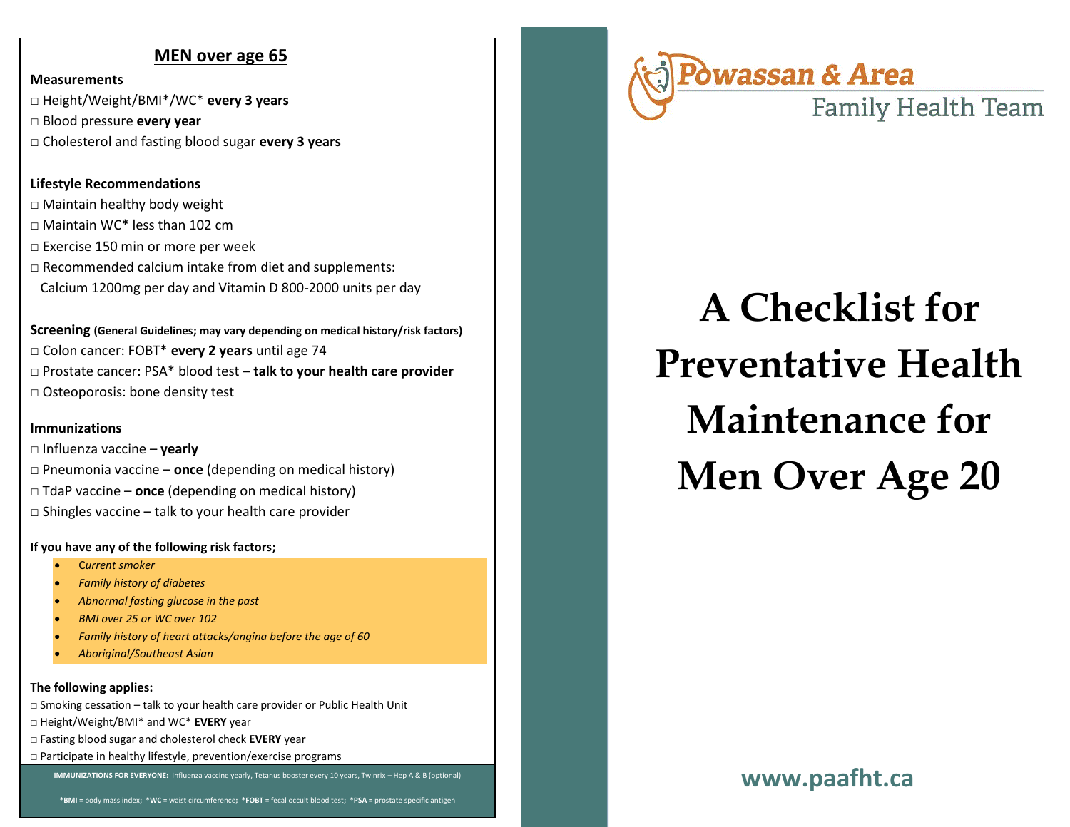## MEN over age 65

**Measurements**

□ Height/Weight/BMI*/WC* **every 3 years**
□ Blood pressure **every year**
□ Cholesterol and fasting blood sugar **every 3 years**

**Lifestyle Recommendations**

□ Maintain healthy body weight
□ Maintain WC* less than 102 cm
□ Exercise 150 min or more per week
□ Recommended calcium intake from diet and supplements:
Calcium 1200mg per day and Vitamin D 800-2000 units per day

**Screening** **(General Guidelines; may vary depending on medical history/risk factors)**

□ Colon cancer: FOBT* **every 2 years** until age 74
□ Prostate cancer: PSA* blood test **– talk to your health care provider**
□ Osteoporosis: bone density test

**Immunizations**

□ Influenza vaccine – **yearly**
□ Pneumonia vaccine – **once** (depending on medical history)
□ TdaP vaccine – **once** (depending on medical history)
□ Shingles vaccine – talk to your health care provider

**If you have any of the following risk factors;**

- *Current smoker*
- *Family history of diabetes*
- *Abnormal fasting glucose in the past*
- *BMI over 25 or WC over 102*
- *Family history of heart attacks/angina before the age of 60*
- *Aboriginal/Southeast Asian*

**The following applies:**

□ Smoking cessation – talk to your health care provider or Public Health Unit
□ Height/Weight/BMI* and WC* **EVERY** year
□ Fasting blood sugar and cholesterol check **EVERY** year
□ Participate in healthy lifestyle, prevention/exercise programs

**IMMUNIZATIONS FOR EVERYONE:** Influenza vaccine yearly, Tetanus booster every 10 years, Twinrix – Hep A & B (optional)

***BMI** = body mass index; ***WC** = waist circumference; ***FOBT** = fecal occult blood test; ***PSA** = prostate specific antigen

Powassan & Area
Family Health Team

# A Checklist for Preventative Health Maintenance for Men Over Age 20

**www.paafht.ca**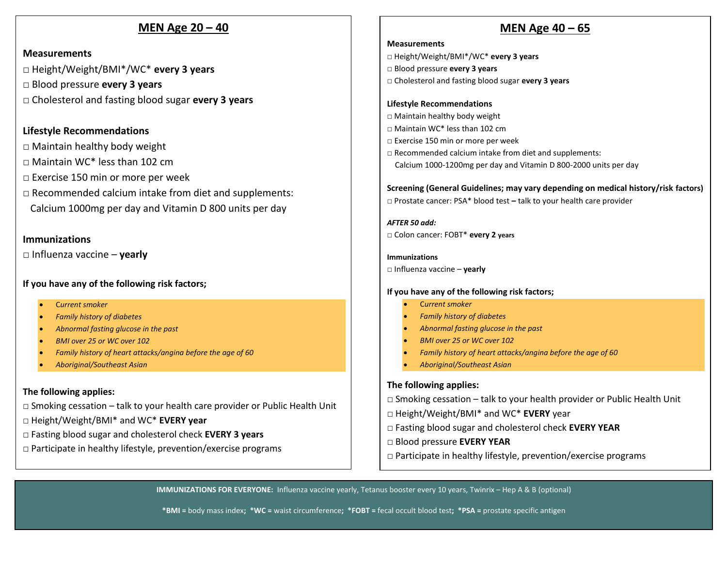## MEN Age 20 – 40

**Measurements**

□ Height/Weight/BMI*/WC* **every 3 years**

□ Blood pressure **every 3 years**

□ Cholesterol and fasting blood sugar **every 3 years**

**Lifestyle Recommendations**

□ Maintain healthy body weight

□ Maintain WC* less than 102 cm

□ Exercise 150 min or more per week

□ Recommended calcium intake from diet and supplements:
Calcium 1000mg per day and Vitamin D 800 units per day

**Immunizations**

□ Influenza vaccine – **yearly**

**If you have any of the following risk factors;**

- *Current smoker*
- *Family history of diabetes*
- *Abnormal fasting glucose in the past*
- *BMI over 25 or WC over 102*
- *Family history of heart attacks/angina before the age of 60*
- *Aboriginal/Southeast Asian*

**The following applies:**

□ Smoking cessation – talk to your health care provider or Public Health Unit

□ Height/Weight/BMI* and WC* **EVERY year**

□ Fasting blood sugar and cholesterol check **EVERY 3 years**

□ Participate in healthy lifestyle, prevention/exercise programs

## MEN Age 40 – 65

**Measurements**

□ Height/Weight/BMI*/WC* **every 3 years**

□ Blood pressure **every 3 years**

□ Cholesterol and fasting blood sugar **every 3 years**

**Lifestyle Recommendations**

□ Maintain healthy body weight

□ Maintain WC* less than 102 cm

□ Exercise 150 min or more per week

□ Recommended calcium intake from diet and supplements:
Calcium 1000-1200mg per day and Vitamin D 800-2000 units per day

**Screening (General Guidelines; may vary depending on medical history/risk factors)**

□ Prostate cancer: PSA* blood test **–** talk to your health care provider

***AFTER 50 add:***

□ Colon cancer: FOBT* **every 2 years**

**Immunizations**

□ Influenza vaccine – **yearly**

**If you have any of the following risk factors;**

- *Current smoker*
- *Family history of diabetes*
- *Abnormal fasting glucose in the past*
- *BMI over 25 or WC over 102*
- *Family history of heart attacks/angina before the age of 60*
- *Aboriginal/Southeast Asian*

**The following applies:**

□ Smoking cessation – talk to your health provider or Public Health Unit

□ Height/Weight/BMI* and WC* **EVERY** year

□ Fasting blood sugar and cholesterol check **EVERY YEAR**

□ Blood pressure **EVERY YEAR**

□ Participate in healthy lifestyle, prevention/exercise programs

**IMMUNIZATIONS FOR EVERYONE:** Influenza vaccine yearly, Tetanus booster every 10 years, Twinrix – Hep A & B (optional)

***BMI =** body mass index**; *WC =** waist circumference**; *FOBT =** fecal occult blood test**; *PSA =** prostate specific antigen